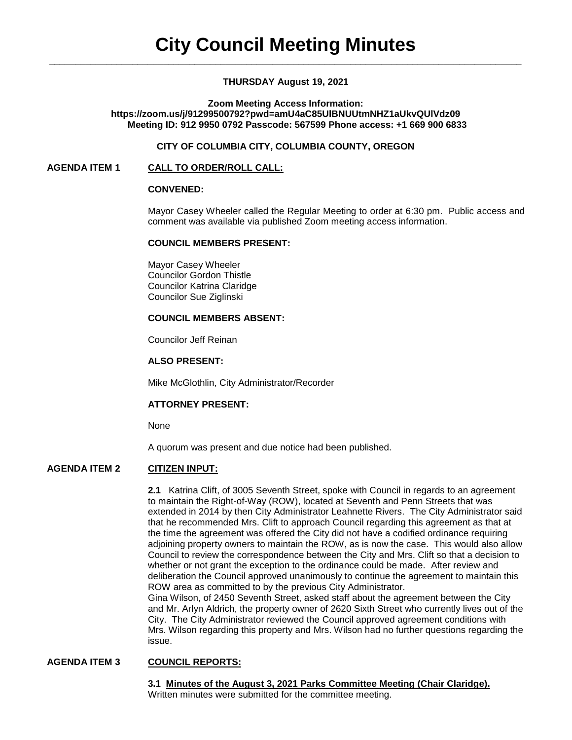# City Council Meeting Minutes

**THURSDAY August 19, 2021**

**Zoom Meeting Access Information:**
**https://zoom.us/j/91299500792?pwd=amU4aC85UlBNUUtmNHZ1aUkvQUlVdz09**
**Meeting ID: 912 9950 0792 Passcode: 567599 Phone access: +1 669 900 6833**

**CITY OF COLUMBIA CITY, COLUMBIA COUNTY, OREGON**

## AGENDA ITEM 1 CALL TO ORDER/ROLL CALL:

**CONVENED:**

Mayor Casey Wheeler called the Regular Meeting to order at 6:30 pm. Public access and comment was available via published Zoom meeting access information.

**COUNCIL MEMBERS PRESENT:**

Mayor Casey Wheeler
Councilor Gordon Thistle
Councilor Katrina Claridge
Councilor Sue Ziglinski

**COUNCIL MEMBERS ABSENT:**

Councilor Jeff Reinan

**ALSO PRESENT:**

Mike McGlothlin, City Administrator/Recorder

**ATTORNEY PRESENT:**

None

A quorum was present and due notice had been published.

## AGENDA ITEM 2 CITIZEN INPUT:

**2.1** Katrina Clift, of 3005 Seventh Street, spoke with Council in regards to an agreement to maintain the Right-of-Way (ROW), located at Seventh and Penn Streets that was extended in 2014 by then City Administrator Leahnette Rivers. The City Administrator said that he recommended Mrs. Clift to approach Council regarding this agreement as that at the time the agreement was offered the City did not have a codified ordinance requiring adjoining property owners to maintain the ROW, as is now the case. This would also allow Council to review the correspondence between the City and Mrs. Clift so that a decision to whether or not grant the exception to the ordinance could be made. After review and deliberation the Council approved unanimously to continue the agreement to maintain this ROW area as committed to by the previous City Administrator.
Gina Wilson, of 2450 Seventh Street, asked staff about the agreement between the City and Mr. Arlyn Aldrich, the property owner of 2620 Sixth Street who currently lives out of the City. The City Administrator reviewed the Council approved agreement conditions with Mrs. Wilson regarding this property and Mrs. Wilson had no further questions regarding the issue.

## AGENDA ITEM 3 COUNCIL REPORTS:

**3.1 Minutes of the August 3, 2021 Parks Committee Meeting (Chair Claridge).**
Written minutes were submitted for the committee meeting.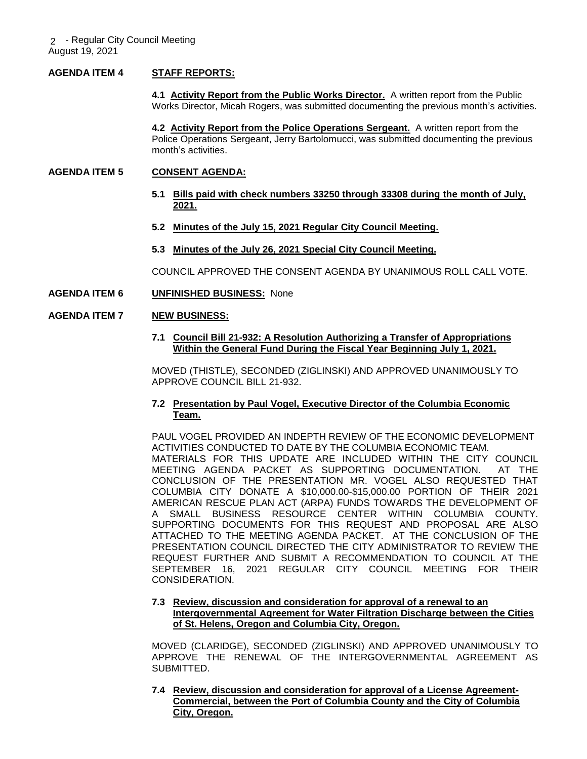**AGENDA ITEM 4 STAFF REPORTS:**

**4.1 Activity Report from the Public Works Director.** A written report from the Public Works Director, Micah Rogers, was submitted documenting the previous month's activities.

**4.2 Activity Report from the Police Operations Sergeant.** A written report from the Police Operations Sergeant, Jerry Bartolomucci, was submitted documenting the previous month's activities.

**AGENDA ITEM 5 CONSENT AGENDA:**

**5.1 Bills paid with check numbers 33250 through 33308 during the month of July, 2021.**

**5.2 Minutes of the July 15, 2021 Regular City Council Meeting.**

**5.3 Minutes of the July 26, 2021 Special City Council Meeting.**

COUNCIL APPROVED THE CONSENT AGENDA BY UNANIMOUS ROLL CALL VOTE.

**AGENDA ITEM 6 UNFINISHED BUSINESS:** None

**AGENDA ITEM 7 NEW BUSINESS:**

**7.1 Council Bill 21-932: A Resolution Authorizing a Transfer of Appropriations Within the General Fund During the Fiscal Year Beginning July 1, 2021.**

MOVED (THISTLE), SECONDED (ZIGLINSKI) AND APPROVED UNANIMOUSLY TO APPROVE COUNCIL BILL 21-932.

**7.2 Presentation by Paul Vogel, Executive Director of the Columbia Economic Team.**

PAUL VOGEL PROVIDED AN INDEPTH REVIEW OF THE ECONOMIC DEVELOPMENT ACTIVITIES CONDUCTED TO DATE BY THE COLUMBIA ECONOMIC TEAM. MATERIALS FOR THIS UPDATE ARE INCLUDED WITHIN THE CITY COUNCIL MEETING AGENDA PACKET AS SUPPORTING DOCUMENTATION. AT THE CONCLUSION OF THE PRESENTATION MR. VOGEL ALSO REQUESTED THAT COLUMBIA CITY DONATE A $10,000.00-$15,000.00 PORTION OF THEIR 2021 AMERICAN RESCUE PLAN ACT (ARPA) FUNDS TOWARDS THE DEVELOPMENT OF A SMALL BUSINESS RESOURCE CENTER WITHIN COLUMBIA COUNTY. SUPPORTING DOCUMENTS FOR THIS REQUEST AND PROPOSAL ARE ALSO ATTACHED TO THE MEETING AGENDA PACKET. AT THE CONCLUSION OF THE PRESENTATION COUNCIL DIRECTED THE CITY ADMINISTRATOR TO REVIEW THE REQUEST FURTHER AND SUBMIT A RECOMMENDATION TO COUNCIL AT THE SEPTEMBER 16, 2021 REGULAR CITY COUNCIL MEETING FOR THEIR CONSIDERATION.

**7.3 Review, discussion and consideration for approval of a renewal to an Intergovernmental Agreement for Water Filtration Discharge between the Cities of St. Helens, Oregon and Columbia City, Oregon.**

MOVED (CLARIDGE), SECONDED (ZIGLINSKI) AND APPROVED UNANIMOUSLY TO APPROVE THE RENEWAL OF THE INTERGOVERNMENTAL AGREEMENT AS SUBMITTED.

**7.4 Review, discussion and consideration for approval of a License Agreement-Commercial, between the Port of Columbia County and the City of Columbia City, Oregon.**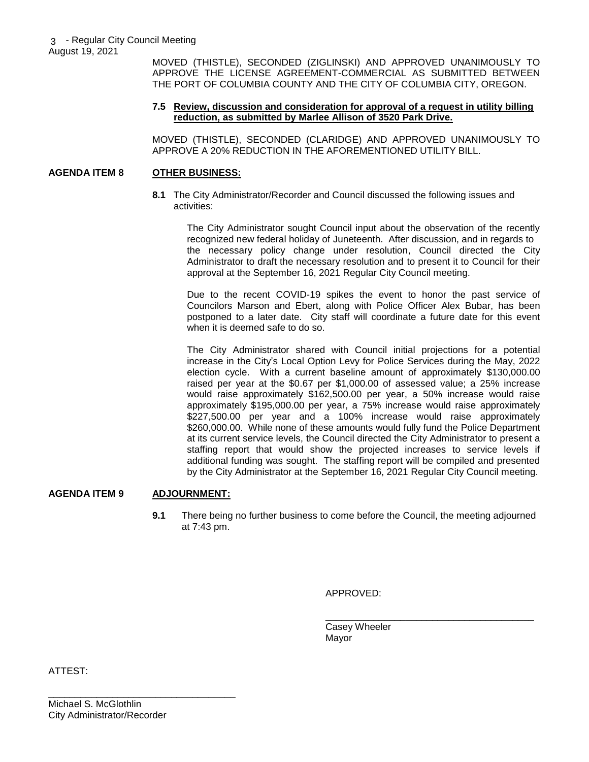MOVED (THISTLE), SECONDED (ZIGLINSKI) AND APPROVED UNANIMOUSLY TO APPROVE THE LICENSE AGREEMENT-COMMERCIAL AS SUBMITTED BETWEEN THE PORT OF COLUMBIA COUNTY AND THE CITY OF COLUMBIA CITY, OREGON.

**7.5 Review, discussion and consideration for approval of a request in utility billing reduction, as submitted by Marlee Allison of 3520 Park Drive.**

MOVED (THISTLE), SECONDED (CLARIDGE) AND APPROVED UNANIMOUSLY TO APPROVE A 20% REDUCTION IN THE AFOREMENTIONED UTILITY BILL.

**AGENDA ITEM 8 OTHER BUSINESS:**

**8.1** The City Administrator/Recorder and Council discussed the following issues and activities:

The City Administrator sought Council input about the observation of the recently recognized new federal holiday of Juneteenth. After discussion, and in regards to the necessary policy change under resolution, Council directed the City Administrator to draft the necessary resolution and to present it to Council for their approval at the September 16, 2021 Regular City Council meeting.

Due to the recent COVID-19 spikes the event to honor the past service of Councilors Marson and Ebert, along with Police Officer Alex Bubar, has been postponed to a later date. City staff will coordinate a future date for this event when it is deemed safe to do so.

The City Administrator shared with Council initial projections for a potential increase in the City's Local Option Levy for Police Services during the May, 2022 election cycle. With a current baseline amount of approximately $130,000.00 raised per year at the $0.67 per $1,000.00 of assessed value; a 25% increase would raise approximately $162,500.00 per year, a 50% increase would raise approximately $195,000.00 per year, a 75% increase would raise approximately $227,500.00 per year and a 100% increase would raise approximately $260,000.00. While none of these amounts would fully fund the Police Department at its current service levels, the Council directed the City Administrator to present a staffing report that would show the projected increases to service levels if additional funding was sought. The staffing report will be compiled and presented by the City Administrator at the September 16, 2021 Regular City Council meeting.

**AGENDA ITEM 9 ADJOURNMENT:**

**9.1** There being no further business to come before the Council, the meeting adjourned at 7:43 pm.

APPROVED:

\_\_\_\_\_\_\_\_\_\_\_\_\_\_\_\_\_\_\_\_\_\_\_\_\_\_\_\_\_\_\_\_\_\_\_\_\_\_\_\_
Casey Wheeler
Mayor

ATTEST:

\_\_\_\_\_\_\_\_\_\_\_\_\_\_\_\_\_\_\_\_\_\_\_\_\_\_\_\_\_\_\_\_\_\_\_\_
Michael S. McGlothlin
City Administrator/Recorder